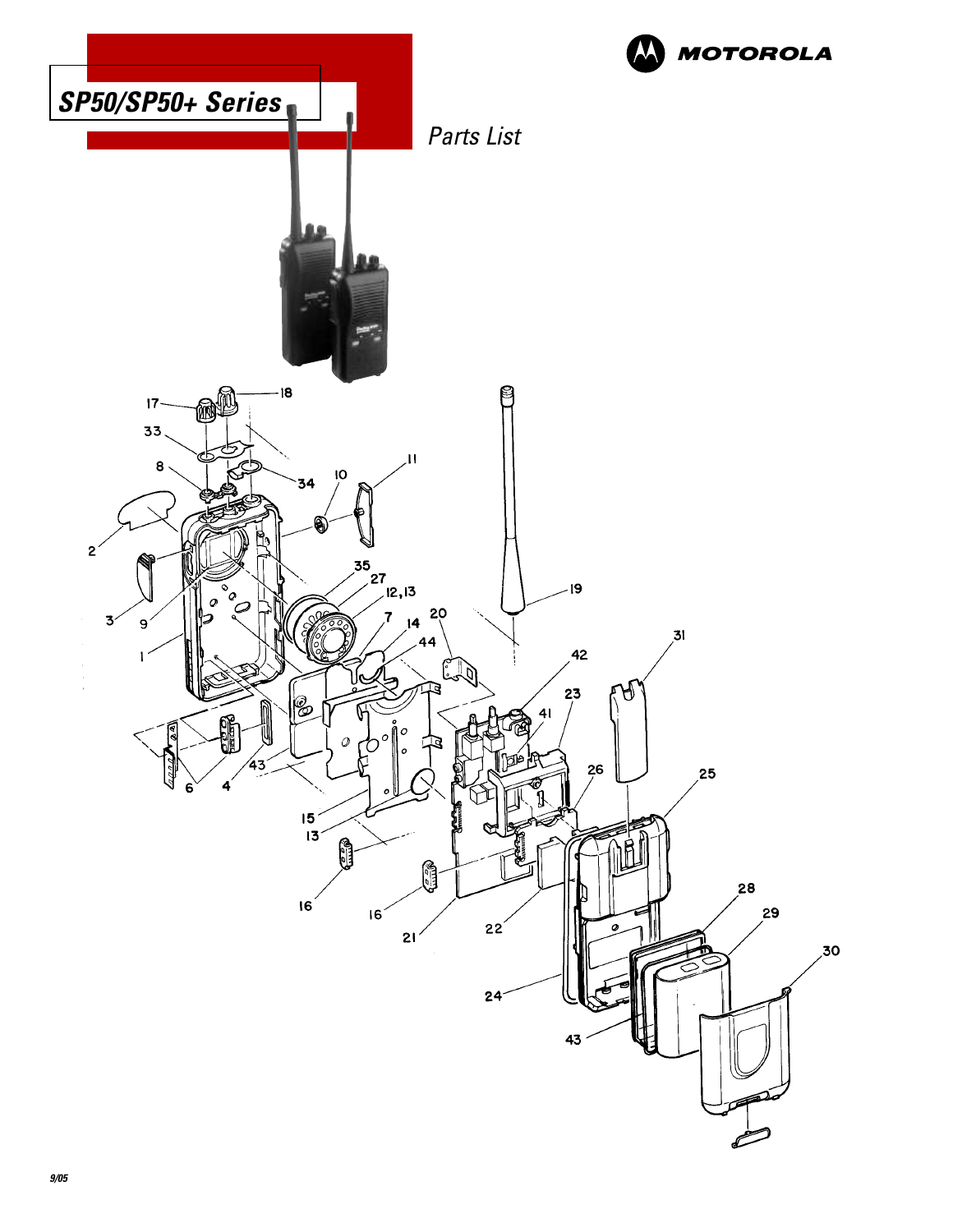# SP50/SP50+ Series

MOTOROLA

*Parts List*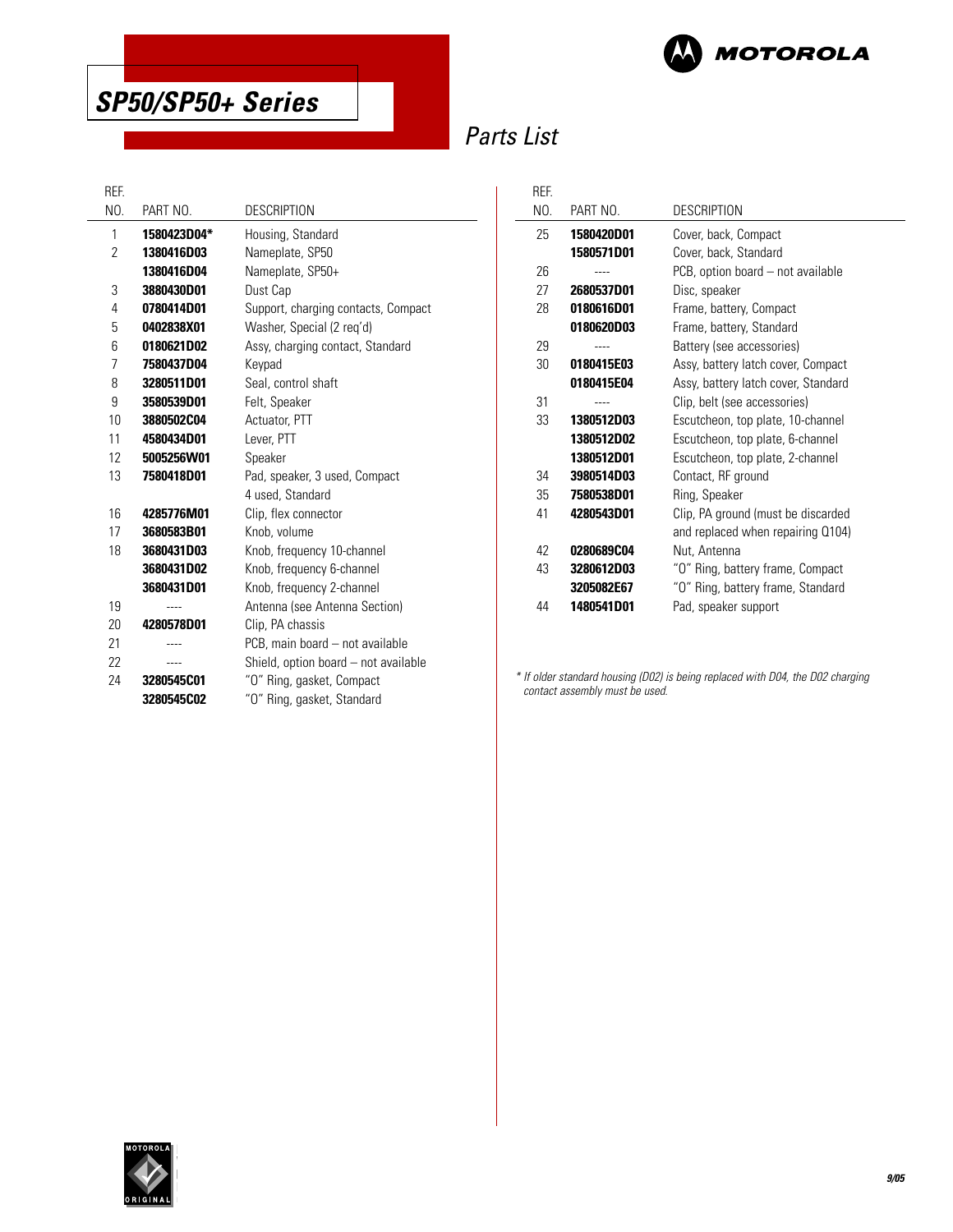# SP50/SP50+ Series

## Parts List

| REF. NO. | PART NO. | DESCRIPTION |
|---|---|---|
| 1 | **1580423D04*** | Housing, Standard |
| 2 | **1380416D03** | Nameplate, SP50 |
| | **1380416D04** | Nameplate, SP50+ |
| 3 | **3880430D01** | Dust Cap |
| 4 | **0780414D01** | Support, charging contacts, Compact |
| 5 | **0402838X01** | Washer, Special (2 req'd) |
| 6 | **0180621D02** | Assy, charging contact, Standard |
| 7 | **7580437D04** | Keypad |
| 8 | **3280511D01** | Seal, control shaft |
| 9 | **3580539D01** | Felt, Speaker |
| 10 | **3880502C04** | Actuator, PTT |
| 11 | **4580434D01** | Lever, PTT |
| 12 | **5005256W01** | Speaker |
| 13 | **7580418D01** | Pad, speaker, 3 used, Compact |
| | | 4 used, Standard |
| 16 | **4285776M01** | Clip, flex connector |
| 17 | **3680583B01** | Knob, volume |
| 18 | **3680431D03** | Knob, frequency 10-channel |
| | **3680431D02** | Knob, frequency 6-channel |
| | **3680431D01** | Knob, frequency 2-channel |
| 19 | ---- | Antenna (see Antenna Section) |
| 20 | **4280578D01** | Clip, PA chassis |
| 21 | ---- | PCB, main board – not available |
| 22 | ---- | Shield, option board – not available |
| 24 | **3280545C01** | "O" Ring, gasket, Compact |
| | **3280545C02** | "O" Ring, gasket, Standard |
| 25 | **1580420D01** | Cover, back, Compact |
| | **1580571D01** | Cover, back, Standard |
| 26 | ---- | PCB, option board – not available |
| 27 | **2680537D01** | Disc, speaker |
| 28 | **0180616D01** | Frame, battery, Compact |
| | **0180620D03** | Frame, battery, Standard |
| 29 | ---- | Battery (see accessories) |
| 30 | **0180415E03** | Assy, battery latch cover, Compact |
| | **0180415E04** | Assy, battery latch cover, Standard |
| 31 | ---- | Clip, belt (see accessories) |
| 33 | **1380512D03** | Escutcheon, top plate, 10-channel |
| | **1380512D02** | Escutcheon, top plate, 6-channel |
| | **1380512D01** | Escutcheon, top plate, 2-channel |
| 34 | **3980514D03** | Contact, RF ground |
| 35 | **7580538D01** | Ring, Speaker |
| 41 | **4280543D01** | Clip, PA ground (must be discarded and replaced when repairing Q104) |
| 42 | **0280689C04** | Nut, Antenna |
| 43 | **3280612D03** | "O" Ring, battery frame, Compact |
| | **3205082E67** | "O" Ring, battery frame, Standard |
| 44 | **1480541D01** | Pad, speaker support |

*\* If older standard housing (D02) is being replaced with D04, the D02 charging contact assembly must be used.*

9/05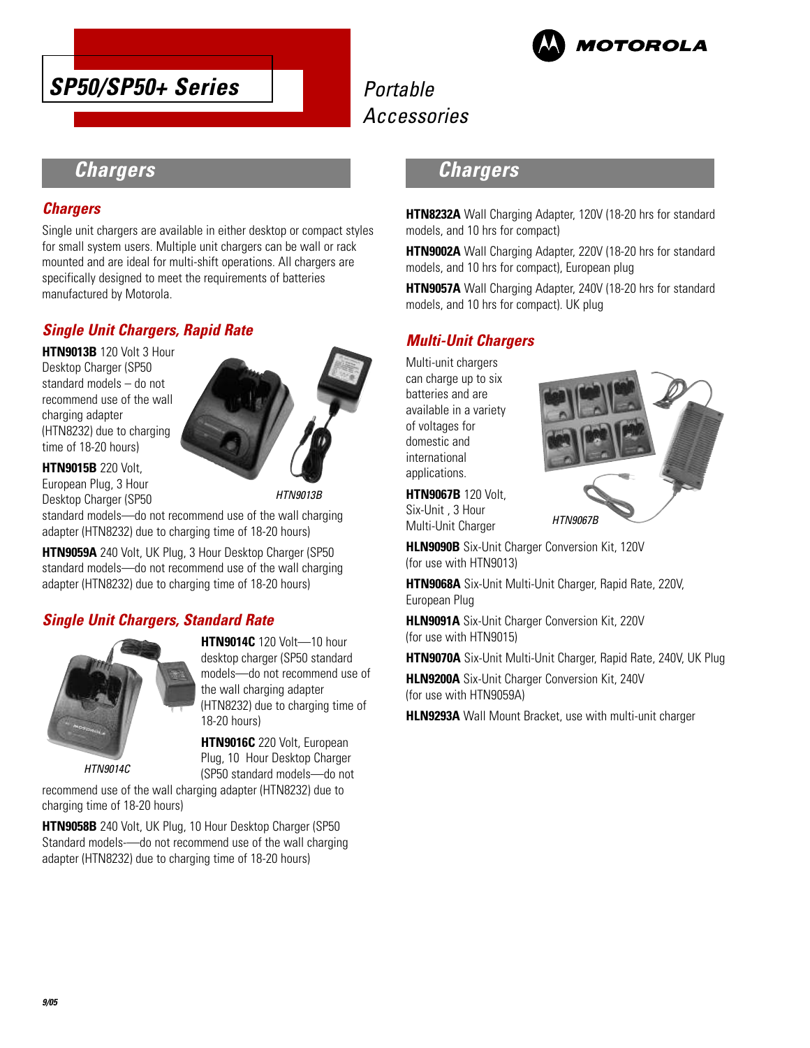# SP50/SP50+ Series

Portable Accessories

## Chargers

### Chargers

Single unit chargers are available in either desktop or compact styles for small system users. Multiple unit chargers can be wall or rack mounted and are ideal for multi-shift operations. All chargers are specifically designed to meet the requirements of batteries manufactured by Motorola.

### Single Unit Chargers, Rapid Rate

**HTN9013B** 120 Volt 3 Hour Desktop Charger (SP50 standard models – do not recommend use of the wall charging adapter (HTN8232) due to charging time of 18-20 hours)

*HTN9013B*

**HTN9015B** 220 Volt, European Plug, 3 Hour Desktop Charger (SP50 standard models—do not recommend use of the wall charging adapter (HTN8232) due to charging time of 18-20 hours)

**HTN9059A** 240 Volt, UK Plug, 3 Hour Desktop Charger (SP50 standard models—do not recommend use of the wall charging adapter (HTN8232) due to charging time of 18-20 hours)

### Single Unit Chargers, Standard Rate

*HTN9014C*

**HTN9014C** 120 Volt—10 hour desktop charger (SP50 standard models—do not recommend use of the wall charging adapter (HTN8232) due to charging time of 18-20 hours)

**HTN9016C** 220 Volt, European Plug, 10 Hour Desktop Charger (SP50 standard models—do not recommend use of the wall charging adapter (HTN8232) due to charging time of 18-20 hours)

**HTN9058B** 240 Volt, UK Plug, 10 Hour Desktop Charger (SP50 Standard models—do not recommend use of the wall charging adapter (HTN8232) due to charging time of 18-20 hours)

## Chargers

**HTN8232A** Wall Charging Adapter, 120V (18-20 hrs for standard models, and 10 hrs for compact)

**HTN9002A** Wall Charging Adapter, 220V (18-20 hrs for standard models, and 10 hrs for compact), European plug

**HTN9057A** Wall Charging Adapter, 240V (18-20 hrs for standard models, and 10 hrs for compact). UK plug

### Multi-Unit Chargers

Multi-unit chargers can charge up to six batteries and are available in a variety of voltages for domestic and international applications.

**HTN9067B** 120 Volt, Six-Unit , 3 Hour Multi-Unit Charger

*HTN9067B*

**HLN9090B** Six-Unit Charger Conversion Kit, 120V (for use with HTN9013)

**HTN9068A** Six-Unit Multi-Unit Charger, Rapid Rate, 220V, European Plug

**HLN9091A** Six-Unit Charger Conversion Kit, 220V (for use with HTN9015)

**HTN9070A** Six-Unit Multi-Unit Charger, Rapid Rate, 240V, UK Plug

**HLN9200A** Six-Unit Charger Conversion Kit, 240V (for use with HTN9059A)

**HLN9293A** Wall Mount Bracket, use with multi-unit charger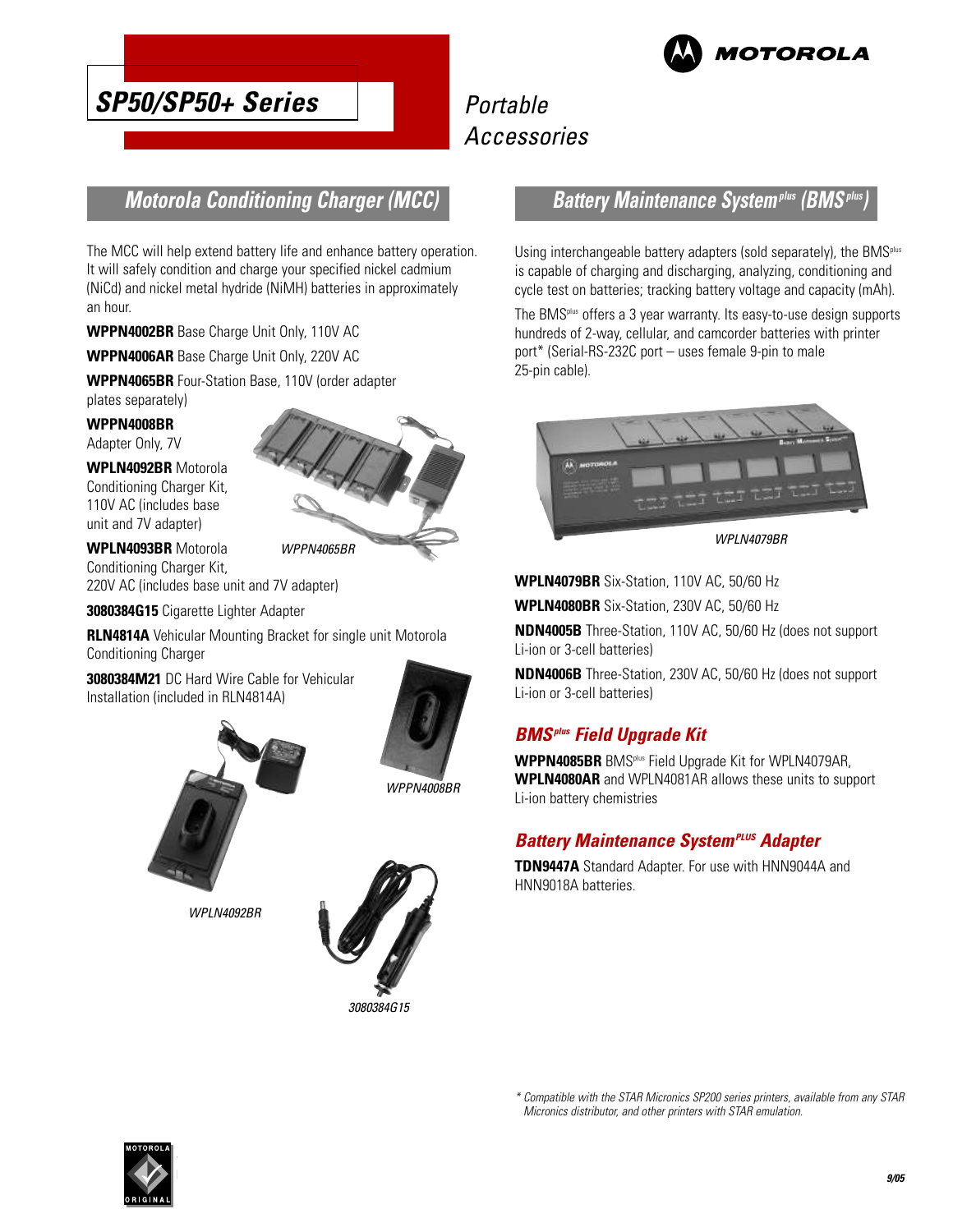# SP50/SP50+ Series

*Portable Accessories*

## Motorola Conditioning Charger (MCC)

The MCC will help extend battery life and enhance battery operation. It will safely condition and charge your specified nickel cadmium (NiCd) and nickel metal hydride (NiMH) batteries in approximately an hour.

**WPPN4002BR** Base Charge Unit Only, 110V AC

**WPPN4006AR** Base Charge Unit Only, 220V AC

**WPPN4065BR** Four-Station Base, 110V (order adapter plates separately)

**WPPN4008BR** Adapter Only, 7V

**WPLN4092BR** Motorola Conditioning Charger Kit, 110V AC (includes base unit and 7V adapter)

*WPPN4065BR*

**WPLN4093BR** Motorola Conditioning Charger Kit, 220V AC (includes base unit and 7V adapter)

**3080384G15** Cigarette Lighter Adapter

**RLN4814A** Vehicular Mounting Bracket for single unit Motorola Conditioning Charger

**3080384M21** DC Hard Wire Cable for Vehicular Installation (included in RLN4814A)

*WPPN4008BR*

*WPLN4092BR*

*3080384G15*

## Battery Maintenance System^plus (BMS^plus)

Using interchangeable battery adapters (sold separately), the BMS^plus is capable of charging and discharging, analyzing, conditioning and cycle test on batteries; tracking battery voltage and capacity (mAh).

The BMS^plus offers a 3 year warranty. Its easy-to-use design supports hundreds of 2-way, cellular, and camcorder batteries with printer port* (Serial-RS-232C port – uses female 9-pin to male 25-pin cable).

*WPLN4079BR*

**WPLN4079BR** Six-Station, 110V AC, 50/60 Hz

**WPLN4080BR** Six-Station, 230V AC, 50/60 Hz

**NDN4005B** Three-Station, 110V AC, 50/60 Hz (does not support Li-ion or 3-cell batteries)

**NDN4006B** Three-Station, 230V AC, 50/60 Hz (does not support Li-ion or 3-cell batteries)

### BMS^plus Field Upgrade Kit

**WPPN4085BR** BMS^plus Field Upgrade Kit for WPLN4079AR, **WPLN4080AR** and WPLN4081AR allows these units to support Li-ion battery chemistries

### Battery Maintenance System^PLUS Adapter

**TDN9447A** Standard Adapter. For use with HNN9044A and HNN9018A batteries.

*\* Compatible with the STAR Micronics SP200 series printers, available from any STAR Micronics distributor, and other printers with STAR emulation.*

9/05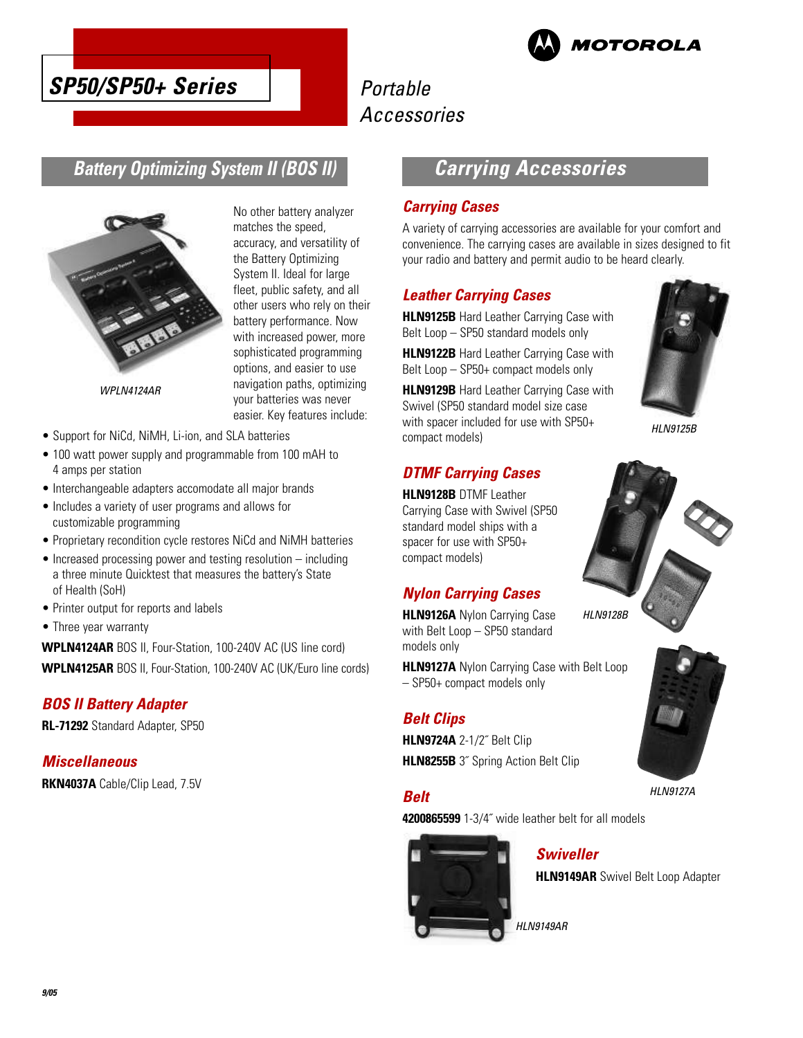# SP50/SP50+ Series

Portable Accessories

## Battery Optimizing System II (BOS II)

WPLN4124AR

No other battery analyzer matches the speed, accuracy, and versatility of the Battery Optimizing System II. Ideal for large fleet, public safety, and all other users who rely on their battery performance. Now with increased power, more sophisticated programming options, and easier to use navigation paths, optimizing your batteries was never easier. Key features include:

- Support for NiCd, NiMH, Li-ion, and SLA batteries
- 100 watt power supply and programmable from 100 mAH to 4 amps per station
- Interchangeable adapters accomodate all major brands
- Includes a variety of user programs and allows for customizable programming
- Proprietary recondition cycle restores NiCd and NiMH batteries
- Increased processing power and testing resolution – including a three minute Quicktest that measures the battery's State of Health (SoH)
- Printer output for reports and labels
- Three year warranty

**WPLN4124AR** BOS II, Four-Station, 100-240V AC (US line cord)

**WPLN4125AR** BOS II, Four-Station, 100-240V AC (UK/Euro line cords)

### BOS II Battery Adapter

**RL-71292** Standard Adapter, SP50

### Miscellaneous

**RKN4037A** Cable/Clip Lead, 7.5V

## Carrying Accessories

### Carrying Cases

A variety of carrying accessories are available for your comfort and convenience. The carrying cases are available in sizes designed to fit your radio and battery and permit audio to be heard clearly.

### Leather Carrying Cases

**HLN9125B** Hard Leather Carrying Case with Belt Loop – SP50 standard models only

**HLN9122B** Hard Leather Carrying Case with Belt Loop – SP50+ compact models only

**HLN9129B** Hard Leather Carrying Case with Swivel (SP50 standard model size case with spacer included for use with SP50+ compact models)

HLN9125B

### DTMF Carrying Cases

**HLN9128B** DTMF Leather Carrying Case with Swivel (SP50 standard model ships with a spacer for use with SP50+ compact models)

HLN9128B

### Nylon Carrying Cases

**HLN9126A** Nylon Carrying Case with Belt Loop – SP50 standard models only

**HLN9127A** Nylon Carrying Case with Belt Loop – SP50+ compact models only

### Belt Clips

**HLN9724A** 2-1/2″ Belt Clip

**HLN8255B** 3″ Spring Action Belt Clip

HLN9127A

### Belt

**4200865599** 1-3/4″ wide leather belt for all models

### Swiveller

**HLN9149AR** Swivel Belt Loop Adapter

HLN9149AR

9/05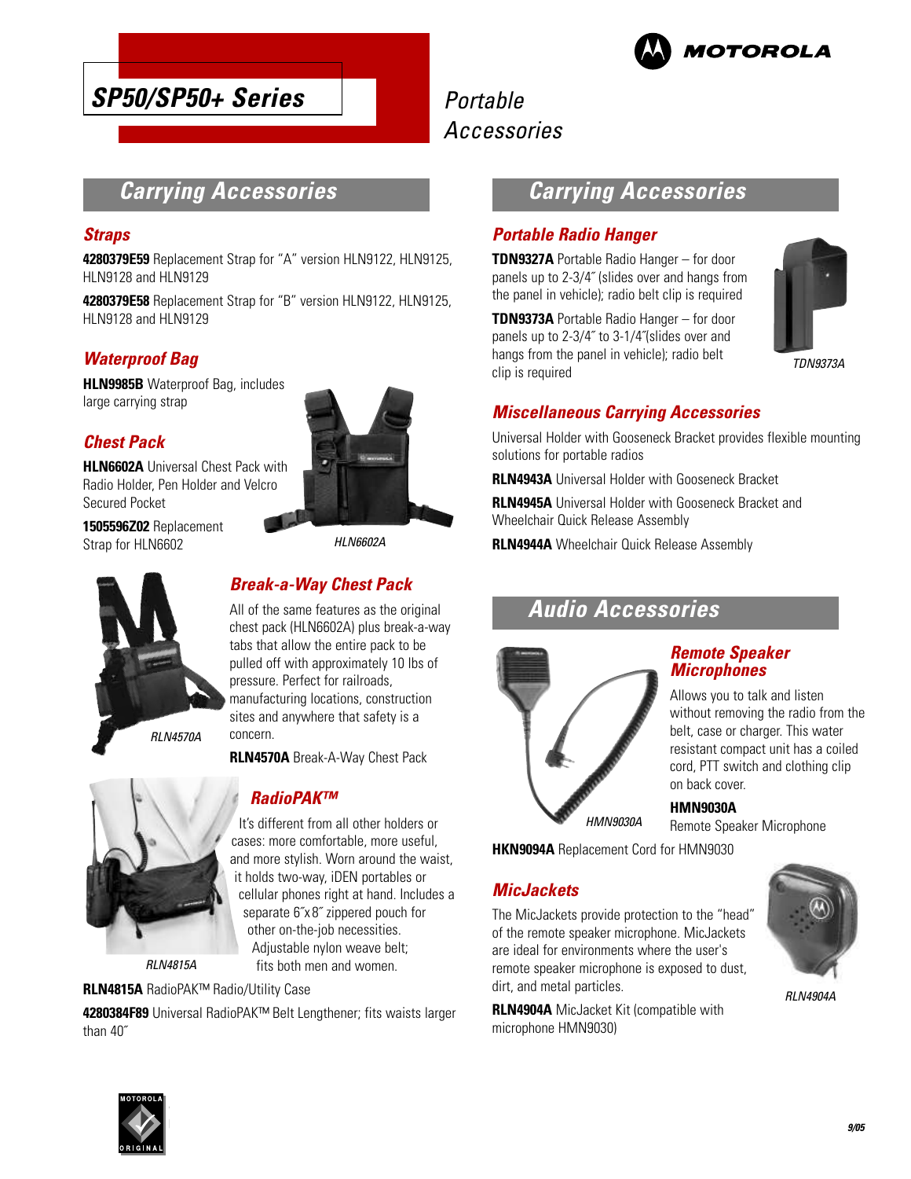# SP50/SP50+ Series

Portable Accessories

## Carrying Accessories

### Straps

**4280379E59** Replacement Strap for "A" version HLN9122, HLN9125, HLN9128 and HLN9129

**4280379E58** Replacement Strap for "B" version HLN9122, HLN9125, HLN9128 and HLN9129

### Waterproof Bag

**HLN9985B** Waterproof Bag, includes large carrying strap

### Chest Pack

**HLN6602A** Universal Chest Pack with Radio Holder, Pen Holder and Velcro Secured Pocket

**1505596Z02** Replacement Strap for HLN6602

HLN6602A

### Break-a-Way Chest Pack

All of the same features as the original chest pack (HLN6602A) plus break-a-way tabs that allow the entire pack to be pulled off with approximately 10 lbs of pressure. Perfect for railroads, manufacturing locations, construction sites and anywhere that safety is a concern.

**RLN4570A** Break-A-Way Chest Pack

RLN4570A

### RadioPAK™

It's different from all other holders or cases: more comfortable, more useful, and more stylish. Worn around the waist, it holds two-way, iDEN portables or cellular phones right at hand. Includes a separate 6˝x 8˝ zippered pouch for other on-the-job necessities. Adjustable nylon weave belt; fits both men and women.

RLN4815A

**RLN4815A** RadioPAK™ Radio/Utility Case

**4280384F89** Universal RadioPAK™ Belt Lengthener; fits waists larger than 40˝

## Carrying Accessories

### Portable Radio Hanger

**TDN9327A** Portable Radio Hanger – for door panels up to 2-3/4˝ (slides over and hangs from the panel in vehicle); radio belt clip is required

**TDN9373A** Portable Radio Hanger – for door panels up to 2-3/4˝ to 3-1/4˝(slides over and hangs from the panel in vehicle); radio belt clip is required

TDN9373A

### Miscellaneous Carrying Accessories

Universal Holder with Gooseneck Bracket provides flexible mounting solutions for portable radios

**RLN4943A** Universal Holder with Gooseneck Bracket

**RLN4945A** Universal Holder with Gooseneck Bracket and Wheelchair Quick Release Assembly

**RLN4944A** Wheelchair Quick Release Assembly

## Audio Accessories

### Remote Speaker Microphones

Allows you to talk and listen without removing the radio from the belt, case or charger. This water resistant compact unit has a coiled cord, PTT switch and clothing clip on back cover.

HMN9030A

**HMN9030A** Remote Speaker Microphone

**HKN9094A** Replacement Cord for HMN9030

### MicJackets

The MicJackets provide protection to the "head" of the remote speaker microphone. MicJackets are ideal for environments where the user's remote speaker microphone is exposed to dust, dirt, and metal particles.

**RLN4904A** MicJacket Kit (compatible with microphone HMN9030)

RLN4904A

9/05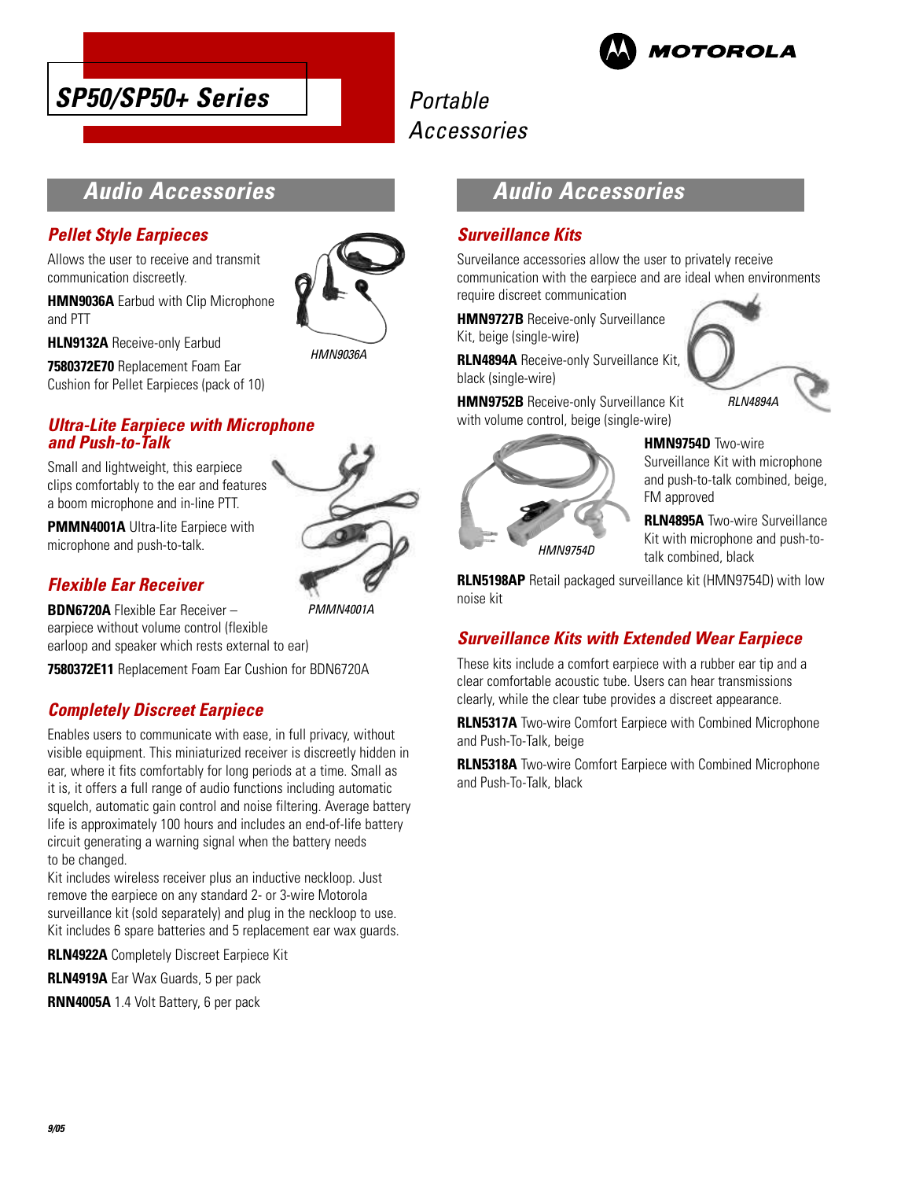# SP50/SP50+ Series

Portable Accessories

## Audio Accessories

### Pellet Style Earpieces

Allows the user to receive and transmit communication discreetly.

**HMN9036A** Earbud with Clip Microphone and PTT

**HLN9132A** Receive-only Earbud

**7580372E70** Replacement Foam Ear Cushion for Pellet Earpieces (pack of 10)

HMN9036A

### Ultra-Lite Earpiece with Microphone and Push-to-Talk

Small and lightweight, this earpiece clips comfortably to the ear and features a boom microphone and in-line PTT.

**PMMN4001A** Ultra-lite Earpiece with microphone and push-to-talk.

PMMN4001A

### Flexible Ear Receiver

**BDN6720A** Flexible Ear Receiver – earpiece without volume control (flexible earloop and speaker which rests external to ear)

**7580372E11** Replacement Foam Ear Cushion for BDN6720A

### Completely Discreet Earpiece

Enables users to communicate with ease, in full privacy, without visible equipment. This miniaturized receiver is discreetly hidden in ear, where it fits comfortably for long periods at a time. Small as it is, it offers a full range of audio functions including automatic squelch, automatic gain control and noise filtering. Average battery life is approximately 100 hours and includes an end-of-life battery circuit generating a warning signal when the battery needs to be changed.

Kit includes wireless receiver plus an inductive neckloop. Just remove the earpiece on any standard 2- or 3-wire Motorola surveillance kit (sold separately) and plug in the neckloop to use. Kit includes 6 spare batteries and 5 replacement ear wax guards.

**RLN4922A** Completely Discreet Earpiece Kit

**RLN4919A** Ear Wax Guards, 5 per pack

**RNN4005A** 1.4 Volt Battery, 6 per pack

## Audio Accessories

### Surveillance Kits

Surveilance accessories allow the user to privately receive communication with the earpiece and are ideal when environments require discreet communication

**HMN9727B** Receive-only Surveillance Kit, beige (single-wire)

**RLN4894A** Receive-only Surveillance Kit, black (single-wire)

**HMN9752B** Receive-only Surveillance Kit with volume control, beige (single-wire)

RLN4894A

**HMN9754D** Two-wire Surveillance Kit with microphone and push-to-talk combined, beige, FM approved

**RLN4895A** Two-wire Surveillance Kit with microphone and push-to-talk combined, black

HMN9754D

**RLN5198AP** Retail packaged surveillance kit (HMN9754D) with low noise kit

### Surveillance Kits with Extended Wear Earpiece

These kits include a comfort earpiece with a rubber ear tip and a clear comfortable acoustic tube. Users can hear transmissions clearly, while the clear tube provides a discreet appearance.

**RLN5317A** Two-wire Comfort Earpiece with Combined Microphone and Push-To-Talk, beige

**RLN5318A** Two-wire Comfort Earpiece with Combined Microphone and Push-To-Talk, black

9/05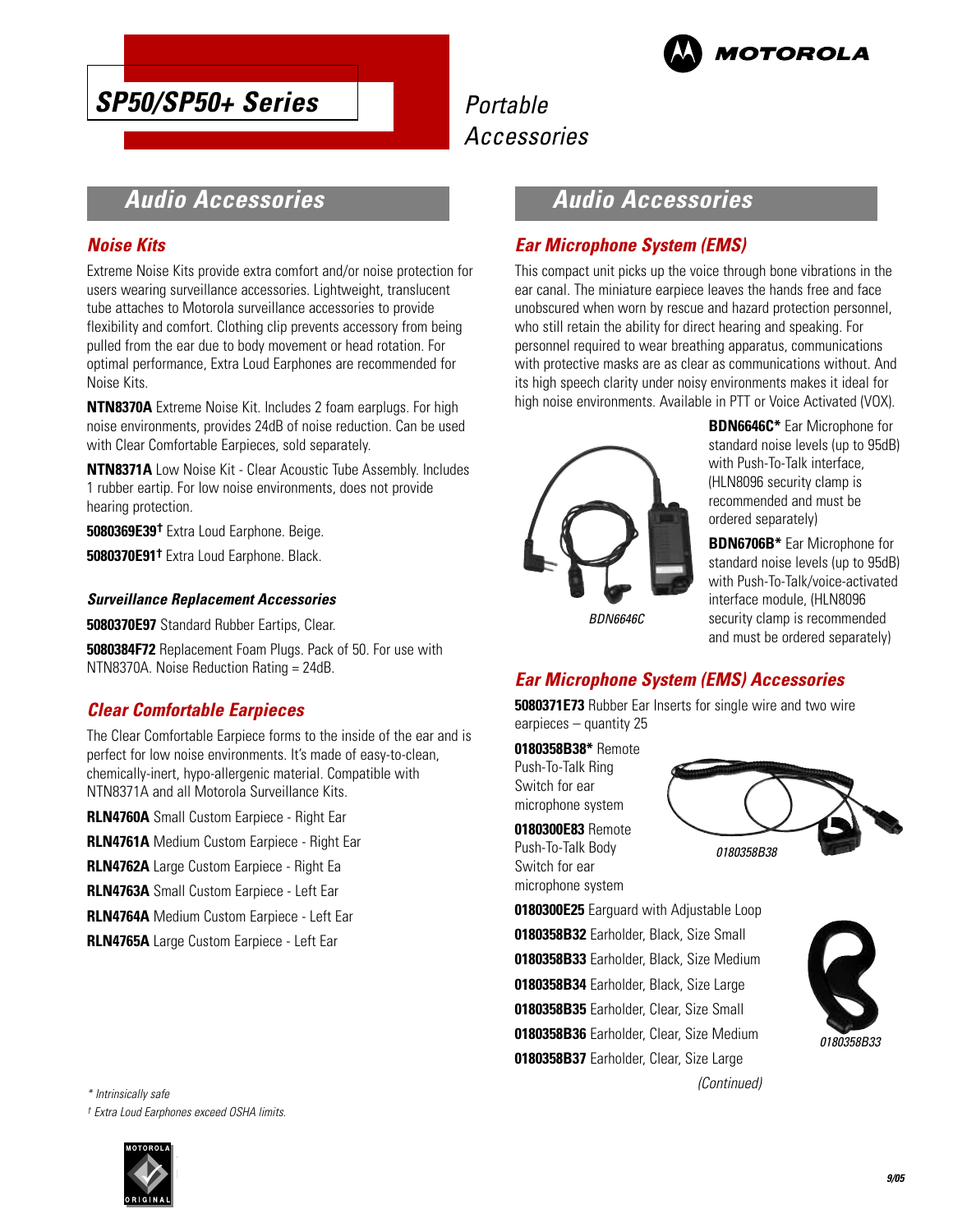# SP50/SP50+ Series

Portable Accessories

## Audio Accessories

### Noise Kits

Extreme Noise Kits provide extra comfort and/or noise protection for users wearing surveillance accessories. Lightweight, translucent tube attaches to Motorola surveillance accessories to provide flexibility and comfort. Clothing clip prevents accessory from being pulled from the ear due to body movement or head rotation. For optimal performance, Extra Loud Earphones are recommended for Noise Kits.

**NTN8370A** Extreme Noise Kit. Includes 2 foam earplugs. For high noise environments, provides 24dB of noise reduction. Can be used with Clear Comfortable Earpieces, sold separately.

**NTN8371A** Low Noise Kit - Clear Acoustic Tube Assembly. Includes 1 rubber eartip. For low noise environments, does not provide hearing protection.

**5080369E39†** Extra Loud Earphone. Beige.

**5080370E91†** Extra Loud Earphone. Black.

#### Surveillance Replacement Accessories

**5080370E97** Standard Rubber Eartips, Clear.

**5080384F72** Replacement Foam Plugs. Pack of 50. For use with NTN8370A. Noise Reduction Rating = 24dB.

### Clear Comfortable Earpieces

The Clear Comfortable Earpiece forms to the inside of the ear and is perfect for low noise environments. It's made of easy-to-clean, chemically-inert, hypo-allergenic material. Compatible with NTN8371A and all Motorola Surveillance Kits.

**RLN4760A** Small Custom Earpiece - Right Ear

**RLN4761A** Medium Custom Earpiece - Right Ear

**RLN4762A** Large Custom Earpiece - Right Ea

**RLN4763A** Small Custom Earpiece - Left Ear

**RLN4764A** Medium Custom Earpiece - Left Ear

**RLN4765A** Large Custom Earpiece - Left Ear

## Audio Accessories

### Ear Microphone System (EMS)

This compact unit picks up the voice through bone vibrations in the ear canal. The miniature earpiece leaves the hands free and face unobscured when worn by rescue and hazard protection personnel, who still retain the ability for direct hearing and speaking. For personnel required to wear breathing apparatus, communications with protective masks are as clear as communications without. And its high speech clarity under noisy environments makes it ideal for high noise environments. Available in PTT or Voice Activated (VOX).

BDN6646C

**BDN6646C*** Ear Microphone for standard noise levels (up to 95dB) with Push-To-Talk interface, (HLN8096 security clamp is recommended and must be ordered separately)

**BDN6706B*** Ear Microphone for standard noise levels (up to 95dB) with Push-To-Talk/voice-activated interface module, (HLN8096 security clamp is recommended and must be ordered separately)

### Ear Microphone System (EMS) Accessories

**5080371E73** Rubber Ear Inserts for single wire and two wire earpieces – quantity 25

**0180358B38*** Remote Push-To-Talk Ring Switch for ear microphone system

**0180300E83** Remote Push-To-Talk Body Switch for ear microphone system

0180358B38

**0180300E25** Earguard with Adjustable Loop

**0180358B32** Earholder, Black, Size Small

**0180358B33** Earholder, Black, Size Medium

**0180358B34** Earholder, Black, Size Large

**0180358B35** Earholder, Clear, Size Small

**0180358B36** Earholder, Clear, Size Medium

**0180358B37** Earholder, Clear, Size Large

0180358B33

*(Continued)*

* Intrinsically safe

† Extra Loud Earphones exceed OSHA limits.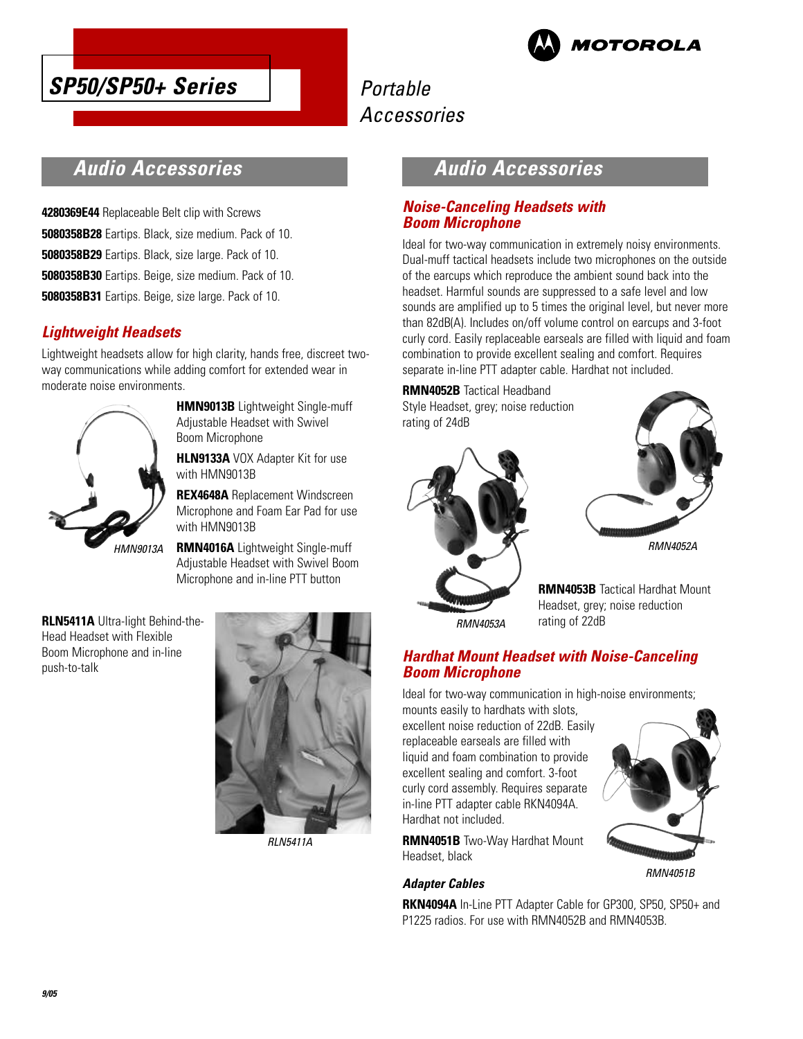# SP50/SP50+ Series

Portable Accessories

## Audio Accessories

**4280369E44** Replaceable Belt clip with Screws

**5080358B28** Eartips. Black, size medium. Pack of 10.

**5080358B29** Eartips. Black, size large. Pack of 10.

**5080358B30** Eartips. Beige, size medium. Pack of 10.

**5080358B31** Eartips. Beige, size large. Pack of 10.

### Lightweight Headsets

Lightweight headsets allow for high clarity, hands free, discreet two-way communications while adding comfort for extended wear in moderate noise environments.

HMN9013A

**HMN9013B** Lightweight Single-muff Adjustable Headset with Swivel Boom Microphone

**HLN9133A** VOX Adapter Kit for use with HMN9013B

**REX4648A** Replacement Windscreen Microphone and Foam Ear Pad for use with HMN9013B

**RMN4016A** Lightweight Single-muff Adjustable Headset with Swivel Boom Microphone and in-line PTT button

**RLN5411A** Ultra-light Behind-the-Head Headset with Flexible Boom Microphone and in-line push-to-talk

RLN5411A

## Audio Accessories

### Noise-Canceling Headsets with Boom Microphone

Ideal for two-way communication in extremely noisy environments. Dual-muff tactical headsets include two microphones on the outside of the earcups which reproduce the ambient sound back into the headset. Harmful sounds are suppressed to a safe level and low sounds are amplified up to 5 times the original level, but never more than 82dB(A). Includes on/off volume control on earcups and 3-foot curly cord. Easily replaceable earseals are filled with liquid and foam combination to provide excellent sealing and comfort. Requires separate in-line PTT adapter cable. Hardhat not included.

**RMN4052B** Tactical Headband Style Headset, grey; noise reduction rating of 24dB

RMN4053A

RMN4052A

**RMN4053B** Tactical Hardhat Mount Headset, grey; noise reduction rating of 22dB

### Hardhat Mount Headset with Noise-Canceling Boom Microphone

Ideal for two-way communication in high-noise environments; mounts easily to hardhats with slots, excellent noise reduction of 22dB. Easily replaceable earseals are filled with liquid and foam combination to provide excellent sealing and comfort. 3-foot curly cord assembly. Requires separate in-line PTT adapter cable RKN4094A. Hardhat not included.

**RMN4051B** Two-Way Hardhat Mount Headset, black

RMN4051B

#### Adapter Cables

**RKN4094A** In-Line PTT Adapter Cable for GP300, SP50, SP50+ and P1225 radios. For use with RMN4052B and RMN4053B.

9/05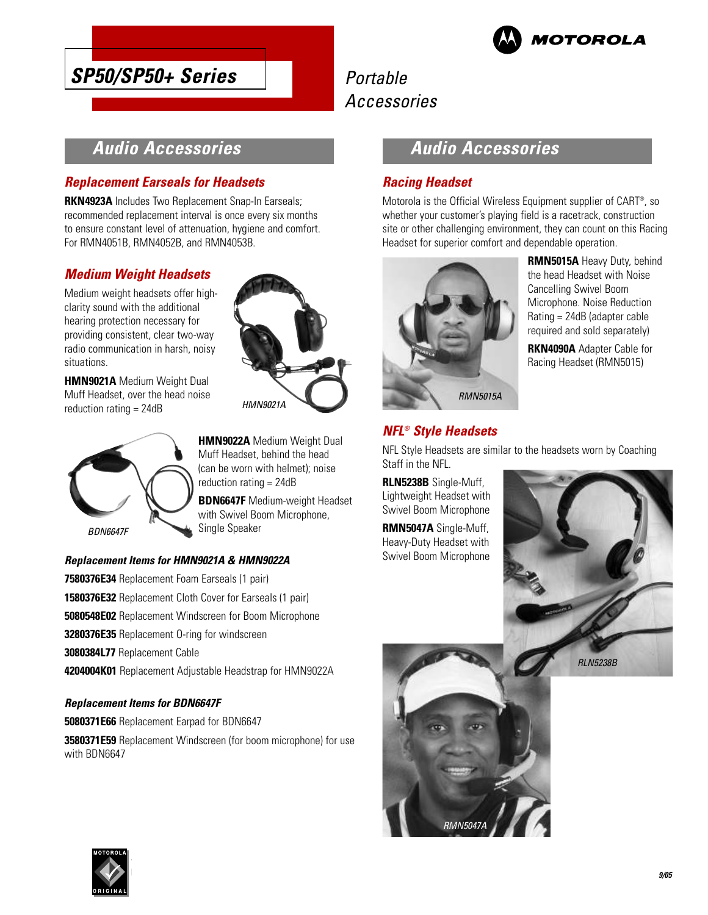# SP50/SP50+ Series

Portable Accessories

## Audio Accessories

### Replacement Earseals for Headsets

**RKN4923A** Includes Two Replacement Snap-In Earseals; recommended replacement interval is once every six months to ensure constant level of attenuation, hygiene and comfort. For RMN4051B, RMN4052B, and RMN4053B.

### Medium Weight Headsets

Medium weight headsets offer high-clarity sound with the additional hearing protection necessary for providing consistent, clear two-way radio communication in harsh, noisy situations.

**HMN9021A** Medium Weight Dual Muff Headset, over the head noise reduction rating = 24dB

*HMN9021A*

**HMN9022A** Medium Weight Dual Muff Headset, behind the head (can be worn with helmet); noise reduction rating = 24dB

**BDN6647F** Medium-weight Headset with Swivel Boom Microphone, Single Speaker

*BDN6647F*

#### Replacement Items for HMN9021A & HMN9022A

**7580376E34** Replacement Foam Earseals (1 pair)

**1580376E32** Replacement Cloth Cover for Earseals (1 pair)

**5080548E02** Replacement Windscreen for Boom Microphone

**3280376E35** Replacement O-ring for windscreen

**3080384L77** Replacement Cable

**4204004K01** Replacement Adjustable Headstrap for HMN9022A

#### Replacement Items for BDN6647F

**5080371E66** Replacement Earpad for BDN6647

**3580371E59** Replacement Windscreen (for boom microphone) for use with BDN6647

## Audio Accessories

### Racing Headset

Motorola is the Official Wireless Equipment supplier of CART®, so whether your customer's playing field is a racetrack, construction site or other challenging environment, they can count on this Racing Headset for superior comfort and dependable operation.

*RMN5015A*

**RMN5015A** Heavy Duty, behind the head Headset with Noise Cancelling Swivel Boom Microphone. Noise Reduction Rating = 24dB (adapter cable required and sold separately)

**RKN4090A** Adapter Cable for Racing Headset (RMN5015)

### NFL® Style Headsets

NFL Style Headsets are similar to the headsets worn by Coaching Staff in the NFL.

**RLN5238B** Single-Muff, Lightweight Headset with Swivel Boom Microphone

**RMN5047A** Single-Muff, Heavy-Duty Headset with Swivel Boom Microphone

*RLN5238B*

*RMN5047A*

9/05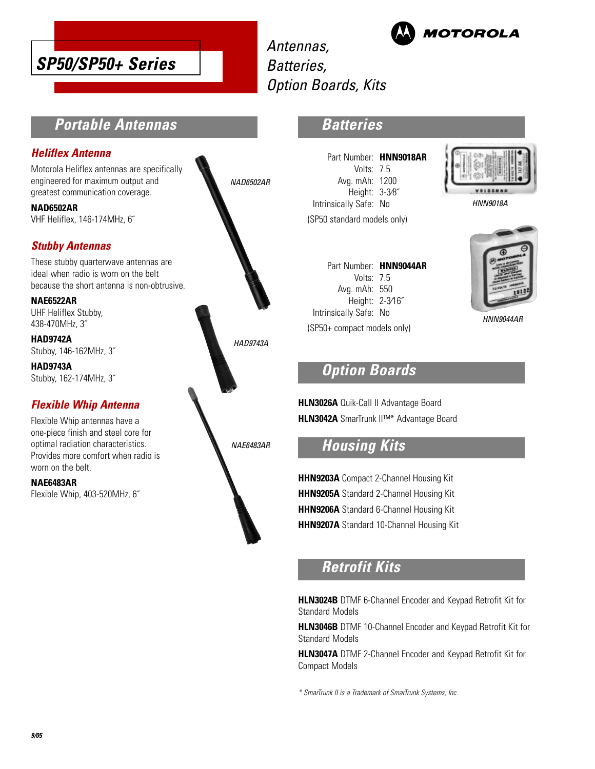# SP50/SP50+ Series

*Antennas, Batteries, Option Boards, Kits*

MOTOROLA

## Portable Antennas

### Heliflex Antenna

Motorola Heliflex antennas are specifically engineered for maximum output and greatest communication coverage.

**NAD6502AR**
VHF Heliflex, 146-174MHz, 6˝

*NAD6502AR*

### Stubby Antennas

These stubby quarterwave antennas are ideal when radio is worn on the belt because the short antenna is non-obtrusive.

**NAE6522AR**
UHF Heliflex Stubby, 438-470MHz, 3˝

**HAD9742A**
Stubby, 146-162MHz, 3˝

**HAD9743A**
Stubby, 162-174MHz, 3˝

*HAD9743A*

### Flexible Whip Antenna

Flexible Whip antennas have a one-piece finish and steel core for optimal radiation characteristics. Provides more comfort when radio is worn on the belt.

**NAE6483AR**
Flexible Whip, 403-520MHz, 6˝

*NAE6483AR*

## Batteries

Part Number: **HNN9018AR**
Volts: 7.5
Avg. mAh: 1200
Height: 3-3⁄8˝
Intrinsically Safe: No
(SP50 standard models only)

*HNN9018A*

Part Number: **HNN9044AR**
Volts: 7.5
Avg. mAh: 550
Height: 2-3⁄16˝
Intrinsically Safe: No
(SP50+ compact models only)

*HNN9044AR*

## Option Boards

**HLN3026A** Quik-Call II Advantage Board
**HLN3042A** SmarTrunk II™* Advantage Board

## Housing Kits

**HHN9203A** Compact 2-Channel Housing Kit
**HHN9205A** Standard 2-Channel Housing Kit
**HHN9206A** Standard 6-Channel Housing Kit
**HHN9207A** Standard 10-Channel Housing Kit

## Retrofit Kits

**HLN3024B** DTMF 6-Channel Encoder and Keypad Retrofit Kit for Standard Models

**HLN3046B** DTMF 10-Channel Encoder and Keypad Retrofit Kit for Standard Models

**HLN3047A** DTMF 2-Channel Encoder and Keypad Retrofit Kit for Compact Models

*\* SmarTrunk II is a Trademark of SmarTrunk Systems, Inc.*

9/05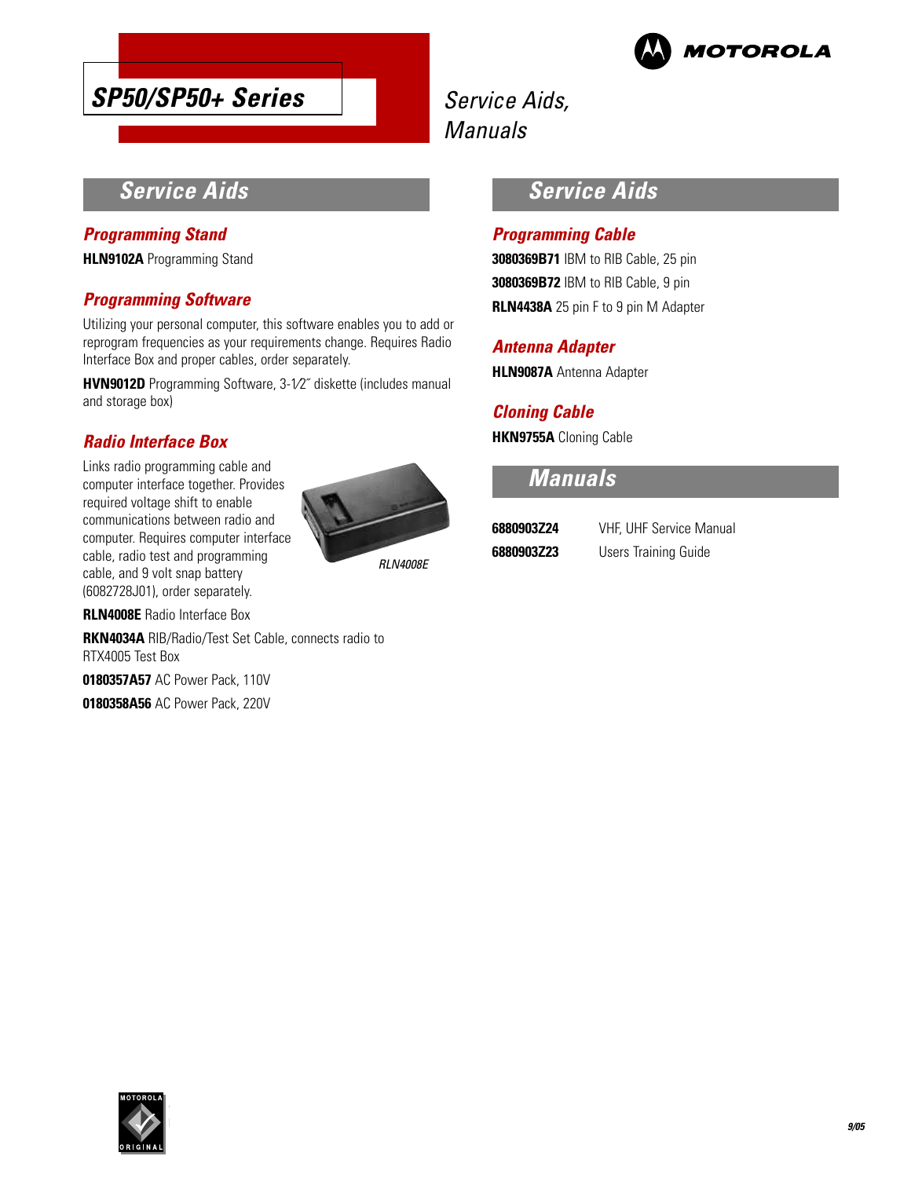# SP50/SP50+ Series

Service Aids, Manuals

## Service Aids

### Programming Stand

**HLN9102A** Programming Stand

### Programming Software

Utilizing your personal computer, this software enables you to add or reprogram frequencies as your requirements change. Requires Radio Interface Box and proper cables, order separately.

**HVN9012D** Programming Software, 3-1⁄2˝ diskette (includes manual and storage box)

### Radio Interface Box

Links radio programming cable and computer interface together. Provides required voltage shift to enable communications between radio and computer. Requires computer interface cable, radio test and programming cable, and 9 volt snap battery (6082728J01), order separately.

*RLN4008E*

**RLN4008E** Radio Interface Box

**RKN4034A** RIB/Radio/Test Set Cable, connects radio to RTX4005 Test Box

**0180357A57** AC Power Pack, 110V

**0180358A56** AC Power Pack, 220V

## Service Aids

### Programming Cable

**3080369B71** IBM to RIB Cable, 25 pin

**3080369B72** IBM to RIB Cable, 9 pin

**RLN4438A** 25 pin F to 9 pin M Adapter

### Antenna Adapter

**HLN9087A** Antenna Adapter

### Cloning Cable

**HKN9755A** Cloning Cable

## Manuals

| | |
|---|---|
| **6880903Z24** | VHF, UHF Service Manual |
| **6880903Z23** | Users Training Guide |

9/05